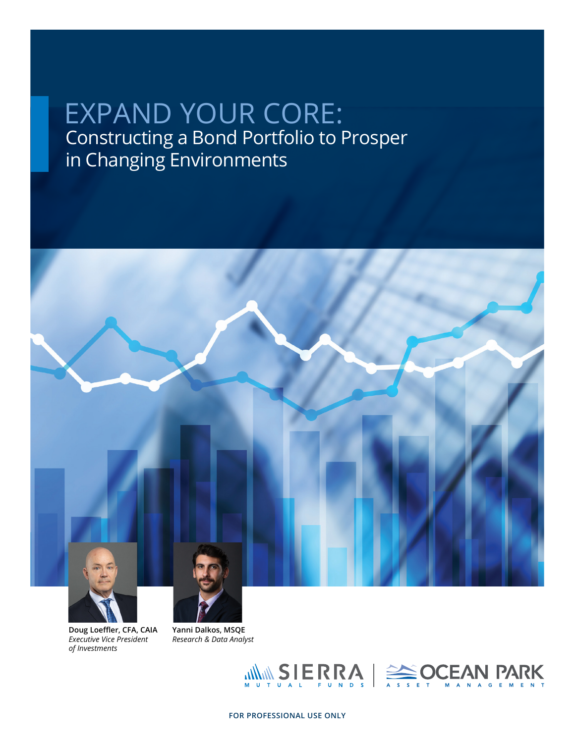# EXPAND YOUR CORE:

## Constructing a Bond Portfolio to Prosper in Changing Environments

**Doug Loeffler, CFA, CAIA**
*Executive Vice President of Investments*

**Yanni Dalkos, MSQE**
*Research & Data Analyst*

SIERRA MUTUAL FUNDS | OCEAN PARK ASSET MANAGEMENT

FOR PROFESSIONAL USE ONLY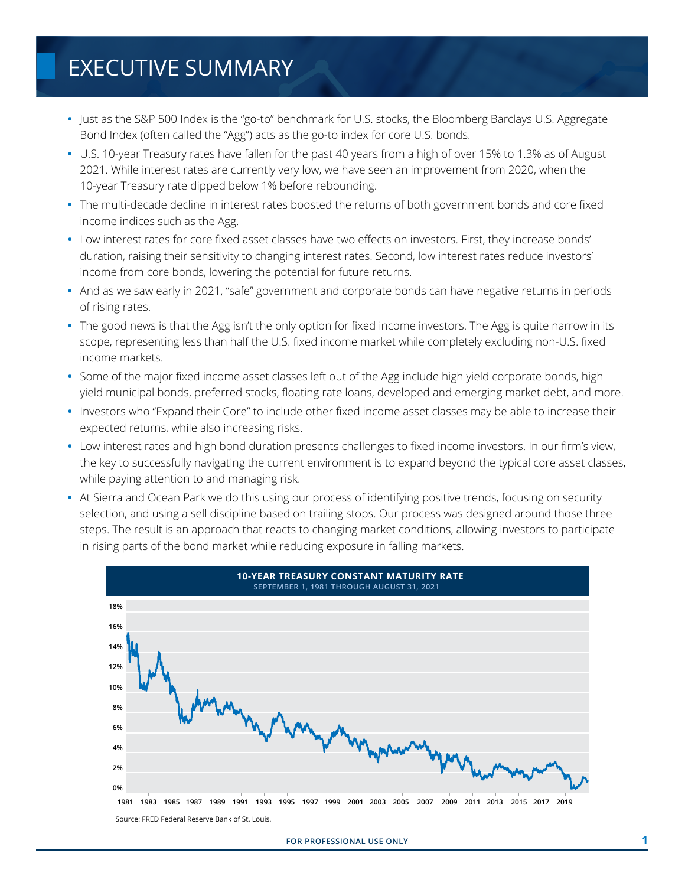# EXECUTIVE SUMMARY

- Just as the S&P 500 Index is the "go-to" benchmark for U.S. stocks, the Bloomberg Barclays U.S. Aggregate Bond Index (often called the "Agg") acts as the go-to index for core U.S. bonds.
- U.S. 10-year Treasury rates have fallen for the past 40 years from a high of over 15% to 1.3% as of August 2021. While interest rates are currently very low, we have seen an improvement from 2020, when the 10-year Treasury rate dipped below 1% before rebounding.
- The multi-decade decline in interest rates boosted the returns of both government bonds and core fixed income indices such as the Agg.
- Low interest rates for core fixed asset classes have two effects on investors. First, they increase bonds' duration, raising their sensitivity to changing interest rates. Second, low interest rates reduce investors' income from core bonds, lowering the potential for future returns.
- And as we saw early in 2021, "safe" government and corporate bonds can have negative returns in periods of rising rates.
- The good news is that the Agg isn't the only option for fixed income investors. The Agg is quite narrow in its scope, representing less than half the U.S. fixed income market while completely excluding non-U.S. fixed income markets.
- Some of the major fixed income asset classes left out of the Agg include high yield corporate bonds, high yield municipal bonds, preferred stocks, floating rate loans, developed and emerging market debt, and more.
- Investors who "Expand their Core" to include other fixed income asset classes may be able to increase their expected returns, while also increasing risks.
- Low interest rates and high bond duration presents challenges to fixed income investors. In our firm's view, the key to successfully navigating the current environment is to expand beyond the typical core asset classes, while paying attention to and managing risk.
- At Sierra and Ocean Park we do this using our process of identifying positive trends, focusing on security selection, and using a sell discipline based on trailing stops. Our process was designed around those three steps. The result is an approach that reacts to changing market conditions, allowing investors to participate in rising parts of the bond market while reducing exposure in falling markets.

**10-YEAR TREASURY CONSTANT MATURITY RATE**
SEPTEMBER 1, 1981 THROUGH AUGUST 31, 2021

Source: FRED Federal Reserve Bank of St. Louis.

FOR PROFESSIONAL USE ONLY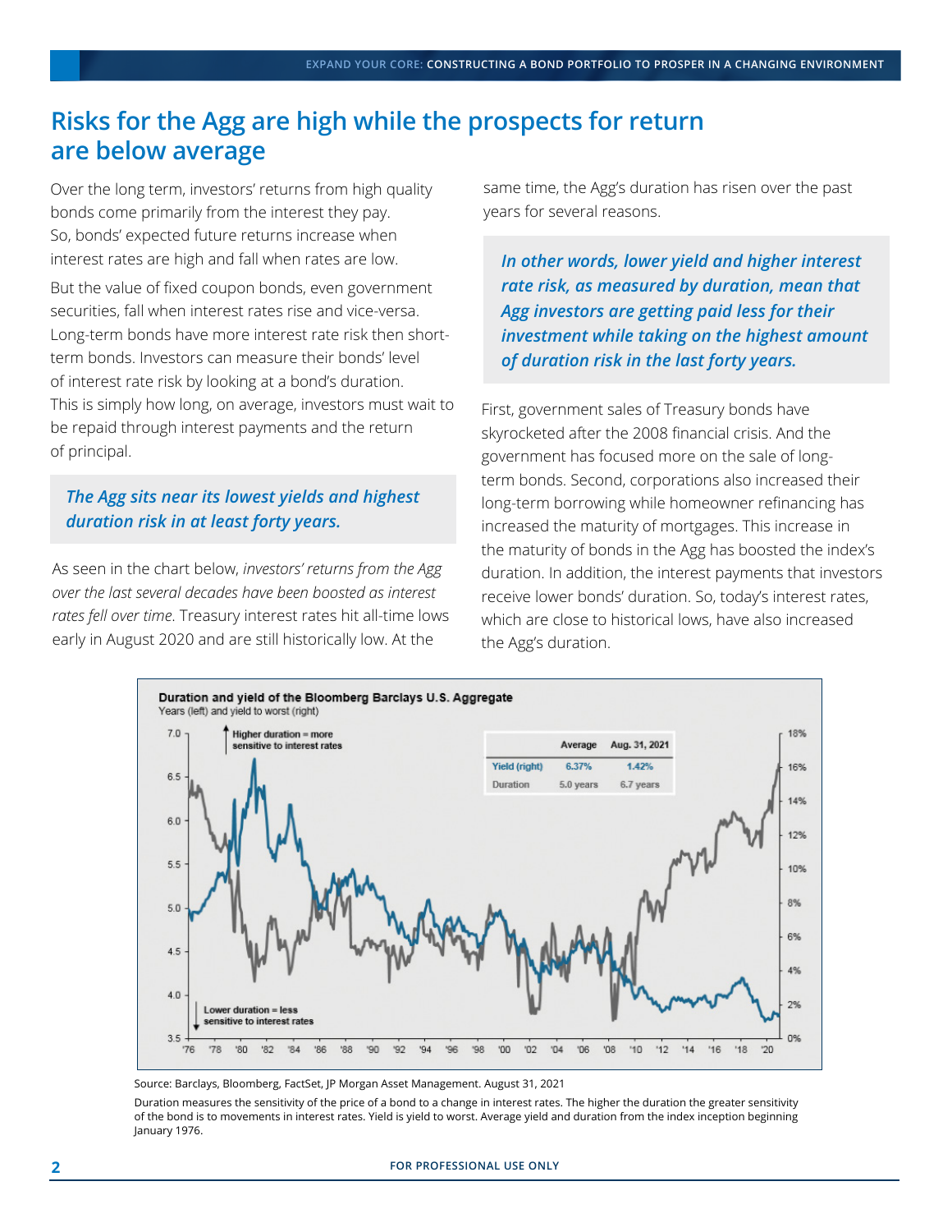## Risks for the Agg are high while the prospects for return are below average

Over the long term, investors' returns from high quality bonds come primarily from the interest they pay. So, bonds' expected future returns increase when interest rates are high and fall when rates are low.

But the value of fixed coupon bonds, even government securities, fall when interest rates rise and vice-versa. Long-term bonds have more interest rate risk then short-term bonds. Investors can measure their bonds' level of interest rate risk by looking at a bond's duration. This is simply how long, on average, investors must wait to be repaid through interest payments and the return of principal.

> ***The Agg sits near its lowest yields and highest duration risk in at least forty years.***

As seen in the chart below, *investors' returns from the Agg over the last several decades have been boosted as interest rates fell over time*. Treasury interest rates hit all-time lows early in August 2020 and are still historically low. At the same time, the Agg's duration has risen over the past years for several reasons.

> ***In other words, lower yield and higher interest rate risk, as measured by duration, mean that Agg investors are getting paid less for their investment while taking on the highest amount of duration risk in the last forty years.***

First, government sales of Treasury bonds have skyrocketed after the 2008 financial crisis. And the government has focused more on the sale of long-term bonds. Second, corporations also increased their long-term borrowing while homeowner refinancing has increased the maturity of mortgages. This increase in the maturity of bonds in the Agg has boosted the index's duration. In addition, the interest payments that investors receive lower bonds' duration. So, today's interest rates, which are close to historical lows, have also increased the Agg's duration.

**Duration and yield of the Bloomberg Barclays U.S. Aggregate**
Years (left) and yield to worst (right)

| | Average | Aug. 31, 2021 |
|---|---|---|
| Yield (right) | 6.37% | 1.42% |
| Duration | 5.0 years | 6.7 years |

Source: Barclays, Bloomberg, FactSet, JP Morgan Asset Management. August 31, 2021

Duration measures the sensitivity of the price of a bond to a change in interest rates. The higher the duration the greater sensitivity of the bond is to movements in interest rates. Yield is yield to worst. Average yield and duration from the index inception beginning January 1976.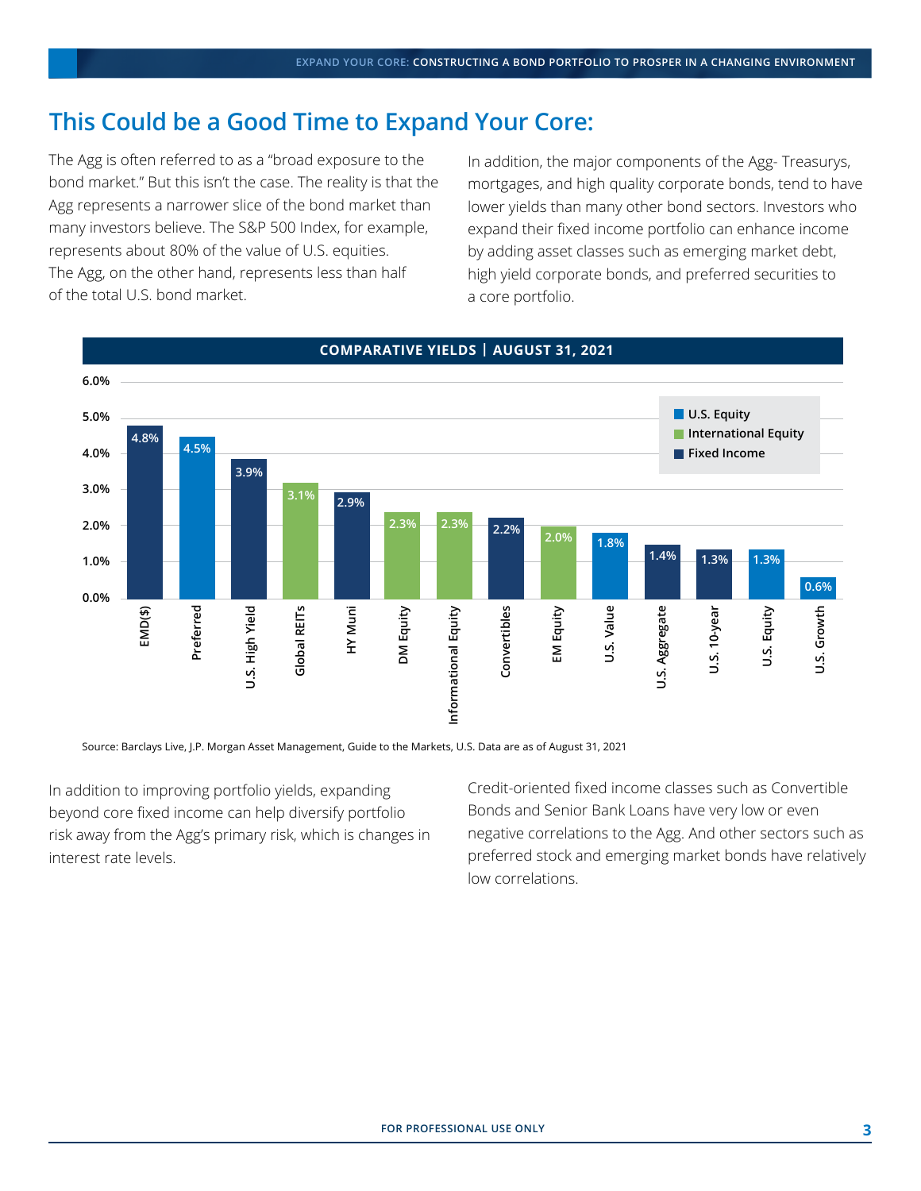## This Could be a Good Time to Expand Your Core:

The Agg is often referred to as a "broad exposure to the bond market." But this isn't the case. The reality is that the Agg represents a narrower slice of the bond market than many investors believe. The S&P 500 Index, for example, represents about 80% of the value of U.S. equities. The Agg, on the other hand, represents less than half of the total U.S. bond market.

In addition, the major components of the Agg- Treasurys, mortgages, and high quality corporate bonds, tend to have lower yields than many other bond sectors. Investors who expand their fixed income portfolio can enhance income by adding asset classes such as emerging market debt, high yield corporate bonds, and preferred securities to a core portfolio.

**COMPARATIVE YIELDS | AUGUST 31, 2021**

| Asset Class | Category | Yield |
|---|---|---|
| EMD($) | Fixed Income | 4.8% |
| Preferred | U.S. Equity | 4.5% |
| U.S. High Yield | Fixed Income | 3.9% |
| Global REITs | International Equity | 3.1% |
| HY Muni | Fixed Income | 2.9% |
| DM Equity | International Equity | 2.3% |
| Informational Equity | International Equity | 2.3% |
| Convertibles | Fixed Income | 2.2% |
| EM Equity | International Equity | 2.0% |
| U.S. Value | U.S. Equity | 1.8% |
| U.S. Aggregate | Fixed Income | 1.4% |
| U.S. 10-year | Fixed Income | 1.3% |
| U.S. Equity | U.S. Equity | 1.3% |
| U.S. Growth | U.S. Equity | 0.6% |

Source: Barclays Live, J.P. Morgan Asset Management, Guide to the Markets, U.S. Data are as of August 31, 2021

In addition to improving portfolio yields, expanding beyond core fixed income can help diversify portfolio risk away from the Agg's primary risk, which is changes in interest rate levels.

Credit-oriented fixed income classes such as Convertible Bonds and Senior Bank Loans have very low or even negative correlations to the Agg. And other sectors such as preferred stock and emerging market bonds have relatively low correlations.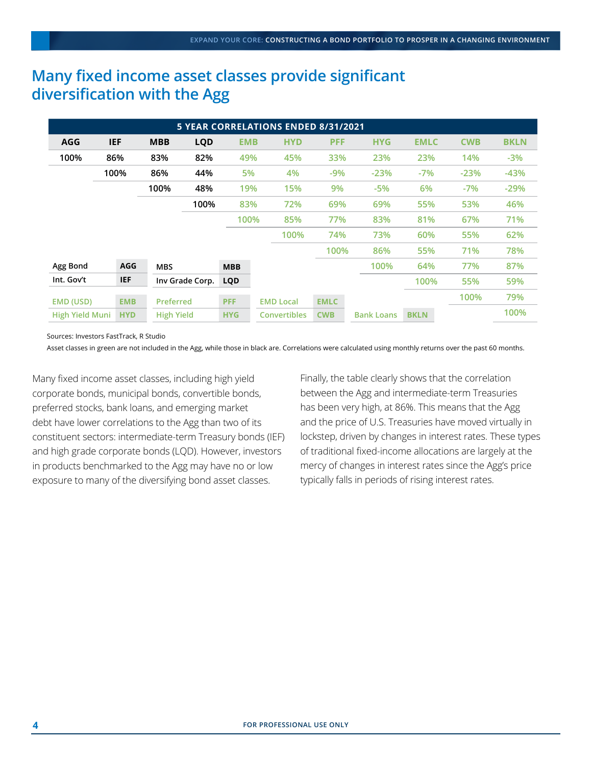# Many fixed income asset classes provide significant diversification with the Agg

| 5 YEAR CORRELATIONS ENDED 8/31/2021 | | | | | | | | | | |
|---|---|---|---|---|---|---|---|---|---|---|
| AGG | IEF | MBB | LQD | EMB | HYD | PFF | HYG | EMLC | CWB | BKLN |
| 100% | 86% | 83% | 82% | 49% | 45% | 33% | 23% | 23% | 14% | -3% |
| | 100% | 86% | 44% | 5% | 4% | -9% | -23% | -7% | -23% | -43% |
| | | 100% | 48% | 19% | 15% | 9% | -5% | 6% | -7% | -29% |
| | | | 100% | 83% | 72% | 69% | 69% | 55% | 53% | 46% |
| | | | | 100% | 85% | 77% | 83% | 81% | 67% | 71% |
| | | | | | 100% | 74% | 73% | 60% | 55% | 62% |
| | | | | | | 100% | 86% | 55% | 71% | 78% |
| | | | | | | | 100% | 64% | 77% | 87% |
| | | | | | | | | 100% | 55% | 59% |
| | | | | | | | | | 100% | 79% |
| | | | | | | | | | | 100% |

| Name | Ticker | Name | Ticker | Name | Ticker | Name | Ticker |
|---|---|---|---|---|---|---|---|
| Agg Bond | AGG | MBS | MBB | | | | |
| Int. Gov't | IEF | Inv Grade Corp. | LQD | | | | |
| EMD (USD) | EMB | Preferred | PFF | EMD Local | EMLC | | |
| High Yield Muni | HYD | High Yield | HYG | Convertibles | CWB | Bank Loans | BKLN |

Sources: Investors FastTrack, R Studio

Asset classes in green are not included in the Agg, while those in black are. Correlations were calculated using monthly returns over the past 60 months.

Many fixed income asset classes, including high yield corporate bonds, municipal bonds, convertible bonds, preferred stocks, bank loans, and emerging market debt have lower correlations to the Agg than two of its constituent sectors: intermediate-term Treasury bonds (IEF) and high grade corporate bonds (LQD). However, investors in products benchmarked to the Agg may have no or low exposure to many of the diversifying bond asset classes.

Finally, the table clearly shows that the correlation between the Agg and intermediate-term Treasuries has been very high, at 86%. This means that the Agg and the price of U.S. Treasuries have moved virtually in lockstep, driven by changes in interest rates. These types of traditional fixed-income allocations are largely at the mercy of changes in interest rates since the Agg's price typically falls in periods of rising interest rates.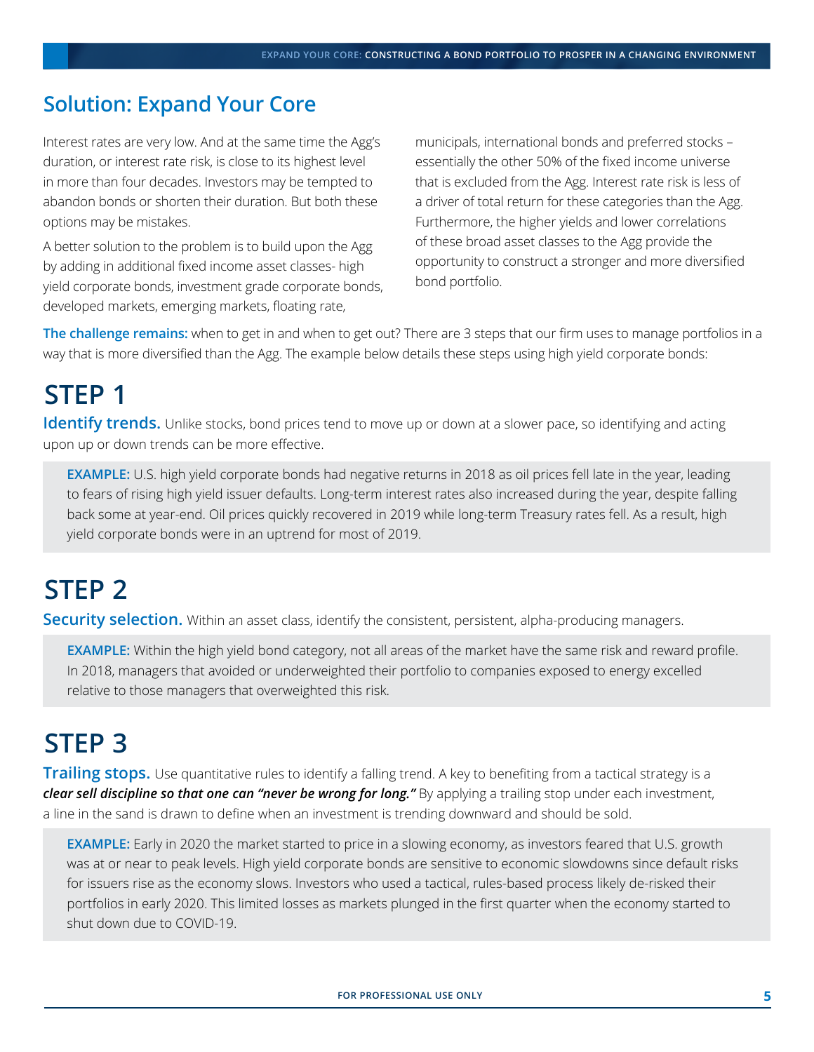## Solution: Expand Your Core

Interest rates are very low. And at the same time the Agg's duration, or interest rate risk, is close to its highest level in more than four decades. Investors may be tempted to abandon bonds or shorten their duration. But both these options may be mistakes.

A better solution to the problem is to build upon the Agg by adding in additional fixed income asset classes- high yield corporate bonds, investment grade corporate bonds, developed markets, emerging markets, floating rate, municipals, international bonds and preferred stocks – essentially the other 50% of the fixed income universe that is excluded from the Agg. Interest rate risk is less of a driver of total return for these categories than the Agg. Furthermore, the higher yields and lower correlations of these broad asset classes to the Agg provide the opportunity to construct a stronger and more diversified bond portfolio.

**The challenge remains:** when to get in and when to get out? There are 3 steps that our firm uses to manage portfolios in a way that is more diversified than the Agg. The example below details these steps using high yield corporate bonds:

# STEP 1

**Identify trends.** Unlike stocks, bond prices tend to move up or down at a slower pace, so identifying and acting upon up or down trends can be more effective.

> **EXAMPLE:** U.S. high yield corporate bonds had negative returns in 2018 as oil prices fell late in the year, leading to fears of rising high yield issuer defaults. Long-term interest rates also increased during the year, despite falling back some at year-end. Oil prices quickly recovered in 2019 while long-term Treasury rates fell. As a result, high yield corporate bonds were in an uptrend for most of 2019.

# STEP 2

**Security selection.** Within an asset class, identify the consistent, persistent, alpha-producing managers.

> **EXAMPLE:** Within the high yield bond category, not all areas of the market have the same risk and reward profile. In 2018, managers that avoided or underweighted their portfolio to companies exposed to energy excelled relative to those managers that overweighted this risk.

# STEP 3

**Trailing stops.** Use quantitative rules to identify a falling trend. A key to benefiting from a tactical strategy is a ***clear sell discipline so that one can "never be wrong for long."*** By applying a trailing stop under each investment, a line in the sand is drawn to define when an investment is trending downward and should be sold.

> **EXAMPLE:** Early in 2020 the market started to price in a slowing economy, as investors feared that U.S. growth was at or near to peak levels. High yield corporate bonds are sensitive to economic slowdowns since default risks for issuers rise as the economy slows. Investors who used a tactical, rules-based process likely de-risked their portfolios in early 2020. This limited losses as markets plunged in the first quarter when the economy started to shut down due to COVID-19.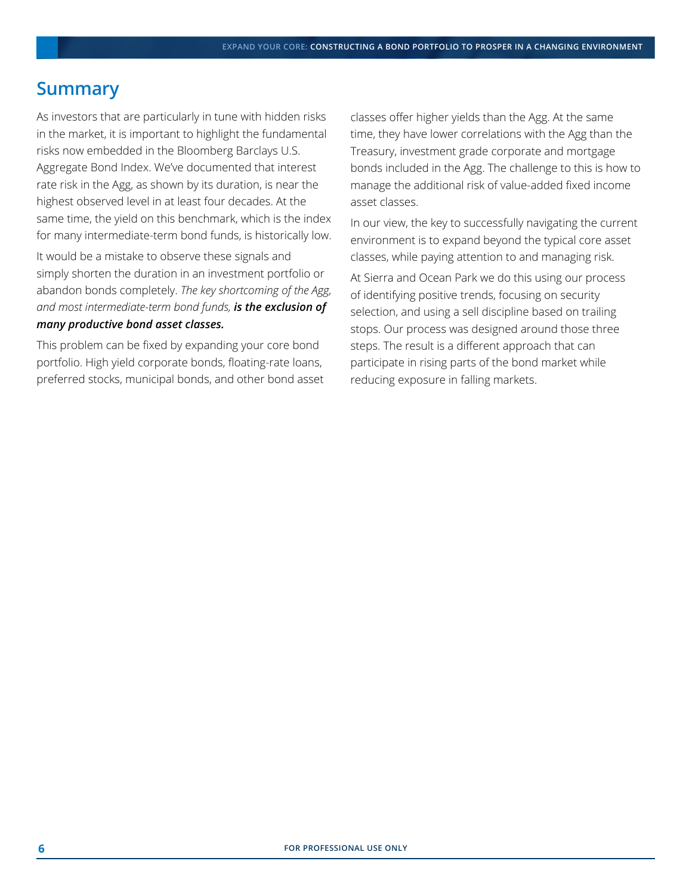## Summary

As investors that are particularly in tune with hidden risks in the market, it is important to highlight the fundamental risks now embedded in the Bloomberg Barclays U.S. Aggregate Bond Index. We've documented that interest rate risk in the Agg, as shown by its duration, is near the highest observed level in at least four decades. At the same time, the yield on this benchmark, which is the index for many intermediate-term bond funds, is historically low.

It would be a mistake to observe these signals and simply shorten the duration in an investment portfolio or abandon bonds completely. *The key shortcoming of the Agg, and most intermediate-term bond funds,* ***is the exclusion of many productive bond asset classes.***

This problem can be fixed by expanding your core bond portfolio. High yield corporate bonds, floating-rate loans, preferred stocks, municipal bonds, and other bond asset classes offer higher yields than the Agg. At the same time, they have lower correlations with the Agg than the Treasury, investment grade corporate and mortgage bonds included in the Agg. The challenge to this is how to manage the additional risk of value-added fixed income asset classes.

In our view, the key to successfully navigating the current environment is to expand beyond the typical core asset classes, while paying attention to and managing risk.

At Sierra and Ocean Park we do this using our process of identifying positive trends, focusing on security selection, and using a sell discipline based on trailing stops. Our process was designed around those three steps. The result is a different approach that can participate in rising parts of the bond market while reducing exposure in falling markets.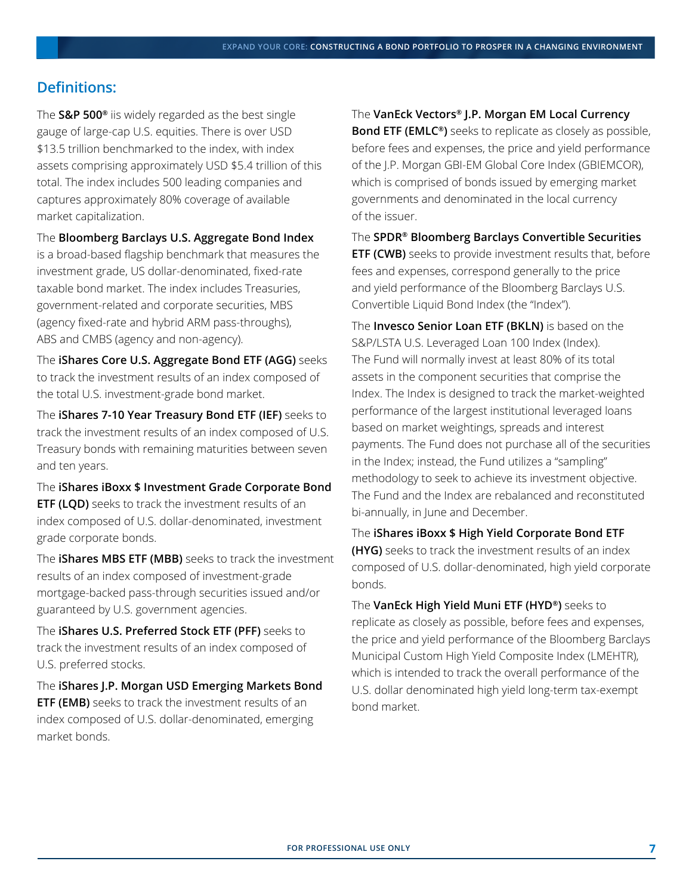## Definitions:

The **S&P 500®** iis widely regarded as the best single gauge of large-cap U.S. equities. There is over USD $13.5 trillion benchmarked to the index, with index assets comprising approximately USD $5.4 trillion of this total. The index includes 500 leading companies and captures approximately 80% coverage of available market capitalization.

The **Bloomberg Barclays U.S. Aggregate Bond Index** is a broad-based flagship benchmark that measures the investment grade, US dollar-denominated, fixed-rate taxable bond market. The index includes Treasuries, government-related and corporate securities, MBS (agency fixed-rate and hybrid ARM pass-throughs), ABS and CMBS (agency and non-agency).

The **iShares Core U.S. Aggregate Bond ETF (AGG)** seeks to track the investment results of an index composed of the total U.S. investment-grade bond market.

The **iShares 7-10 Year Treasury Bond ETF (IEF)** seeks to track the investment results of an index composed of U.S. Treasury bonds with remaining maturities between seven and ten years.

The **iShares iBoxx $ Investment Grade Corporate Bond ETF (LQD)** seeks to track the investment results of an index composed of U.S. dollar-denominated, investment grade corporate bonds.

The **iShares MBS ETF (MBB)** seeks to track the investment results of an index composed of investment-grade mortgage-backed pass-through securities issued and/or guaranteed by U.S. government agencies.

The **iShares U.S. Preferred Stock ETF (PFF)** seeks to track the investment results of an index composed of U.S. preferred stocks.

The **iShares J.P. Morgan USD Emerging Markets Bond ETF (EMB)** seeks to track the investment results of an index composed of U.S. dollar-denominated, emerging market bonds.

The **VanEck Vectors® J.P. Morgan EM Local Currency Bond ETF (EMLC®)** seeks to replicate as closely as possible, before fees and expenses, the price and yield performance of the J.P. Morgan GBI-EM Global Core Index (GBIEMCOR), which is comprised of bonds issued by emerging market governments and denominated in the local currency of the issuer.

The **SPDR® Bloomberg Barclays Convertible Securities ETF (CWB)** seeks to provide investment results that, before fees and expenses, correspond generally to the price and yield performance of the Bloomberg Barclays U.S. Convertible Liquid Bond Index (the "Index").

The **Invesco Senior Loan ETF (BKLN)** is based on the S&P/LSTA U.S. Leveraged Loan 100 Index (Index). The Fund will normally invest at least 80% of its total assets in the component securities that comprise the Index. The Index is designed to track the market-weighted performance of the largest institutional leveraged loans based on market weightings, spreads and interest payments. The Fund does not purchase all of the securities in the Index; instead, the Fund utilizes a "sampling" methodology to seek to achieve its investment objective. The Fund and the Index are rebalanced and reconstituted bi-annually, in June and December.

The **iShares iBoxx $ High Yield Corporate Bond ETF (HYG)** seeks to track the investment results of an index composed of U.S. dollar-denominated, high yield corporate bonds.

The **VanEck High Yield Muni ETF (HYD®)** seeks to replicate as closely as possible, before fees and expenses, the price and yield performance of the Bloomberg Barclays Municipal Custom High Yield Composite Index (LMEHTR), which is intended to track the overall performance of the U.S. dollar denominated high yield long-term tax-exempt bond market.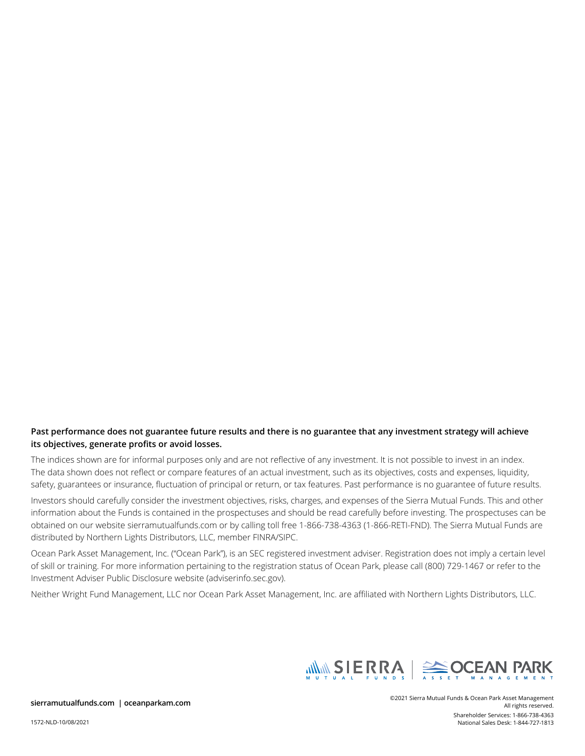**Past performance does not guarantee future results and there is no guarantee that any investment strategy will achieve its objectives, generate profits or avoid losses.**

The indices shown are for informal purposes only and are not reflective of any investment. It is not possible to invest in an index. The data shown does not reflect or compare features of an actual investment, such as its objectives, costs and expenses, liquidity, safety, guarantees or insurance, fluctuation of principal or return, or tax features. Past performance is no guarantee of future results.

Investors should carefully consider the investment objectives, risks, charges, and expenses of the Sierra Mutual Funds. This and other information about the Funds is contained in the prospectuses and should be read carefully before investing. The prospectuses can be obtained on our website sierramutualfunds.com or by calling toll free 1-866-738-4363 (1-866-RETI-FND). The Sierra Mutual Funds are distributed by Northern Lights Distributors, LLC, member FINRA/SIPC.

Ocean Park Asset Management, Inc. ("Ocean Park"), is an SEC registered investment adviser. Registration does not imply a certain level of skill or training. For more information pertaining to the registration status of Ocean Park, please call (800) 729-1467 or refer to the Investment Adviser Public Disclosure website (adviserinfo.sec.gov).

Neither Wright Fund Management, LLC nor Ocean Park Asset Management, Inc. are affiliated with Northern Lights Distributors, LLC.

SIERRA MUTUAL FUNDS | OCEAN PARK ASSET MANAGEMENT

**sierramutualfunds.com | oceanparkam.com**

©2021 Sierra Mutual Funds & Ocean Park Asset Management
All rights reserved.

Shareholder Services: 1-866-738-4363
National Sales Desk: 1-844-727-1813

1572-NLD-10/08/2021